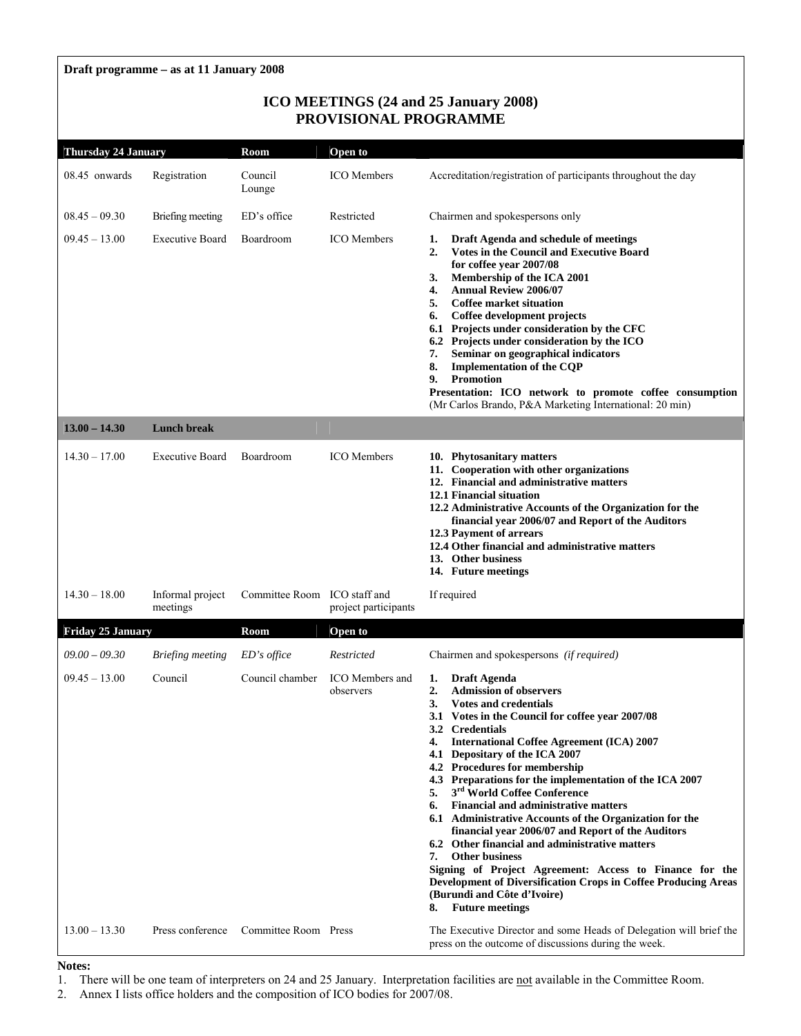**Draft programme – as at 11 January 2008**

# ICO MEETINGS (24 and 25 January 2008)
# PROVISIONAL PROGRAMME

| Thursday 24 January | | Room | Open to | |
|---|---|---|---|---|
| 08.45 onwards | Registration | Council Lounge | ICO Members | Accreditation/registration of participants throughout the day |
| 08.45 – 09.30 | Briefing meeting | ED's office | Restricted | Chairmen and spokespersons only |
| 09.45 – 13.00 | Executive Board | Boardroom | ICO Members | **1. Draft Agenda and schedule of meetings**<br>**2. Votes in the Council and Executive Board for coffee year 2007/08**<br>**3. Membership of the ICA 2001**<br>**4. Annual Review 2006/07**<br>**5. Coffee market situation**<br>**6. Coffee development projects**<br>**6.1 Projects under consideration by the CFC**<br>**6.2 Projects under consideration by the ICO**<br>**7. Seminar on geographical indicators**<br>**8. Implementation of the CQP**<br>**9. Promotion**<br>**Presentation: ICO network to promote coffee consumption** (Mr Carlos Brando, P&A Marketing International: 20 min) |
| **13.00 – 14.30** | **Lunch break** | | | |
| 14.30 – 17.00 | Executive Board | Boardroom | ICO Members | **10. Phytosanitary matters**<br>**11. Cooperation with other organizations**<br>**12. Financial and administrative matters**<br>**12.1 Financial situation**<br>**12.2 Administrative Accounts of the Organization for the financial year 2006/07 and Report of the Auditors**<br>**12.3 Payment of arrears**<br>**12.4 Other financial and administrative matters**<br>**13. Other business**<br>**14. Future meetings** |
| 14.30 – 18.00 | Informal project meetings | Committee Room | ICO staff and project participants | If required |
| **Friday 25 January** | | **Room** | **Open to** | |
| *09.00 – 09.30* | *Briefing meeting* | *ED's office* | *Restricted* | Chairmen and spokespersons *(if required)* |
| 09.45 – 13.00 | Council | Council chamber | ICO Members and observers | **1. Draft Agenda**<br>**2. Admission of observers**<br>**3. Votes and credentials**<br>**3.1 Votes in the Council for coffee year 2007/08**<br>**3.2 Credentials**<br>**4. International Coffee Agreement (ICA) 2007**<br>**4.1 Depositary of the ICA 2007**<br>**4.2 Procedures for membership**<br>**4.3 Preparations for the implementation of the ICA 2007**<br>**5. 3rd World Coffee Conference**<br>**6. Financial and administrative matters**<br>**6.1 Administrative Accounts of the Organization for the financial year 2006/07 and Report of the Auditors**<br>**6.2 Other financial and administrative matters**<br>**7. Other business**<br>**Signing of Project Agreement: Access to Finance for the Development of Diversification Crops in Coffee Producing Areas (Burundi and Côte d'Ivoire)**<br>**8. Future meetings** |
| 13.00 – 13.30 | Press conference | Committee Room | Press | The Executive Director and some Heads of Delegation will brief the press on the outcome of discussions during the week. |

**Notes:**

1. There will be one team of interpreters on 24 and 25 January. Interpretation facilities are not available in the Committee Room.
2. Annex I lists office holders and the composition of ICO bodies for 2007/08.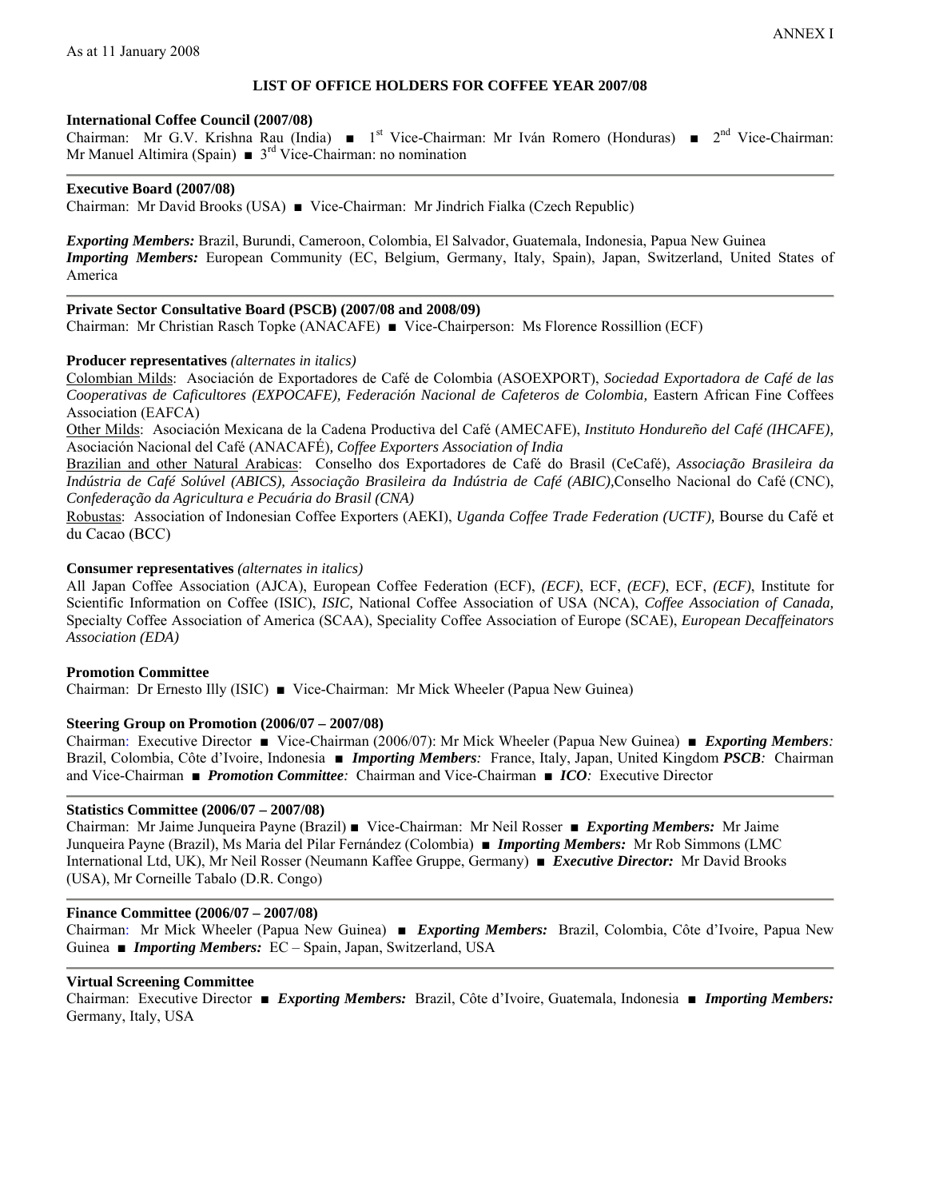ANNEX I

As at 11 January 2008

# LIST OF OFFICE HOLDERS FOR COFFEE YEAR 2007/08

**International Coffee Council (2007/08)**
Chairman: Mr G.V. Krishna Rau (India) ■ 1st Vice-Chairman: Mr Iván Romero (Honduras) ■ 2nd Vice-Chairman: Mr Manuel Altimira (Spain) ■ 3rd Vice-Chairman: no nomination

---

**Executive Board (2007/08)**
Chairman: Mr David Brooks (USA) ■ Vice-Chairman: Mr Jindrich Fialka (Czech Republic)

***Exporting Members:*** Brazil, Burundi, Cameroon, Colombia, El Salvador, Guatemala, Indonesia, Papua New Guinea
***Importing Members:*** European Community (EC, Belgium, Germany, Italy, Spain), Japan, Switzerland, United States of America

---

**Private Sector Consultative Board (PSCB) (2007/08 and 2008/09)**
Chairman: Mr Christian Rasch Topke (ANACAFE) ■ Vice-Chairperson: Ms Florence Rossillion (ECF)

**Producer representatives** *(alternates in italics)*
Colombian Milds: Asociación de Exportadores de Café de Colombia (ASOEXPORT), *Sociedad Exportadora de Café de las Cooperativas de Caficultores (EXPOCAFE), Federación Nacional de Cafeteros de Colombia,* Eastern African Fine Coffees Association (EAFCA)
Other Milds: Asociación Mexicana de la Cadena Productiva del Café (AMECAFE), *Instituto Hondureño del Café (IHCAFE),* Asociación Nacional del Café (ANACAFÉ)*, Coffee Exporters Association of India*
Brazilian and other Natural Arabicas: Conselho dos Exportadores de Café do Brasil (CeCafé), *Associação Brasileira da Indústria de Café Solúvel (ABICS), Associação Brasileira da Indústria de Café (ABIC),*Conselho Nacional do Café (CNC), *Confederação da Agricultura e Pecuária do Brasil (CNA)*
Robustas: Association of Indonesian Coffee Exporters (AEKI), *Uganda Coffee Trade Federation (UCTF),* Bourse du Café et du Cacao (BCC)

**Consumer representatives** *(alternates in italics)*
All Japan Coffee Association (AJCA), European Coffee Federation (ECF), *(ECF)*, ECF, *(ECF)*, ECF, *(ECF)*, Institute for Scientific Information on Coffee (ISIC), *ISIC,* National Coffee Association of USA (NCA), *Coffee Association of Canada,* Specialty Coffee Association of America (SCAA), Speciality Coffee Association of Europe (SCAE), *European Decaffeinators Association (EDA)*

**Promotion Committee**
Chairman: Dr Ernesto Illy (ISIC) ■ Vice-Chairman: Mr Mick Wheeler (Papua New Guinea)

**Steering Group on Promotion (2006/07 – 2007/08)**
Chairman: Executive Director ■ Vice-Chairman (2006/07): Mr Mick Wheeler (Papua New Guinea) ■ ***Exporting Members****:* Brazil, Colombia, Côte d'Ivoire, Indonesia ■ ***Importing Members****:* France, Italy, Japan, United Kingdom ***PSCB****:* Chairman and Vice-Chairman ■ ***Promotion Committee****:* Chairman and Vice-Chairman ■ ***ICO****:* Executive Director

---

**Statistics Committee (2006/07 – 2007/08)**
Chairman: Mr Jaime Junqueira Payne (Brazil) ■ Vice-Chairman: Mr Neil Rosser ■ ***Exporting Members:*** Mr Jaime Junqueira Payne (Brazil), Ms Maria del Pilar Fernández (Colombia) ■ ***Importing Members:*** Mr Rob Simmons (LMC International Ltd, UK), Mr Neil Rosser (Neumann Kaffee Gruppe, Germany) ■ ***Executive Director:*** Mr David Brooks (USA), Mr Corneille Tabalo (D.R. Congo)

---

**Finance Committee (2006/07 – 2007/08)**
Chairman: Mr Mick Wheeler (Papua New Guinea) ■ ***Exporting Members:*** Brazil, Colombia, Côte d'Ivoire, Papua New Guinea ■ ***Importing Members:*** EC – Spain, Japan, Switzerland, USA

---

**Virtual Screening Committee**
Chairman: Executive Director ■ ***Exporting Members:*** Brazil, Côte d'Ivoire, Guatemala, Indonesia ■ ***Importing Members:*** Germany, Italy, USA